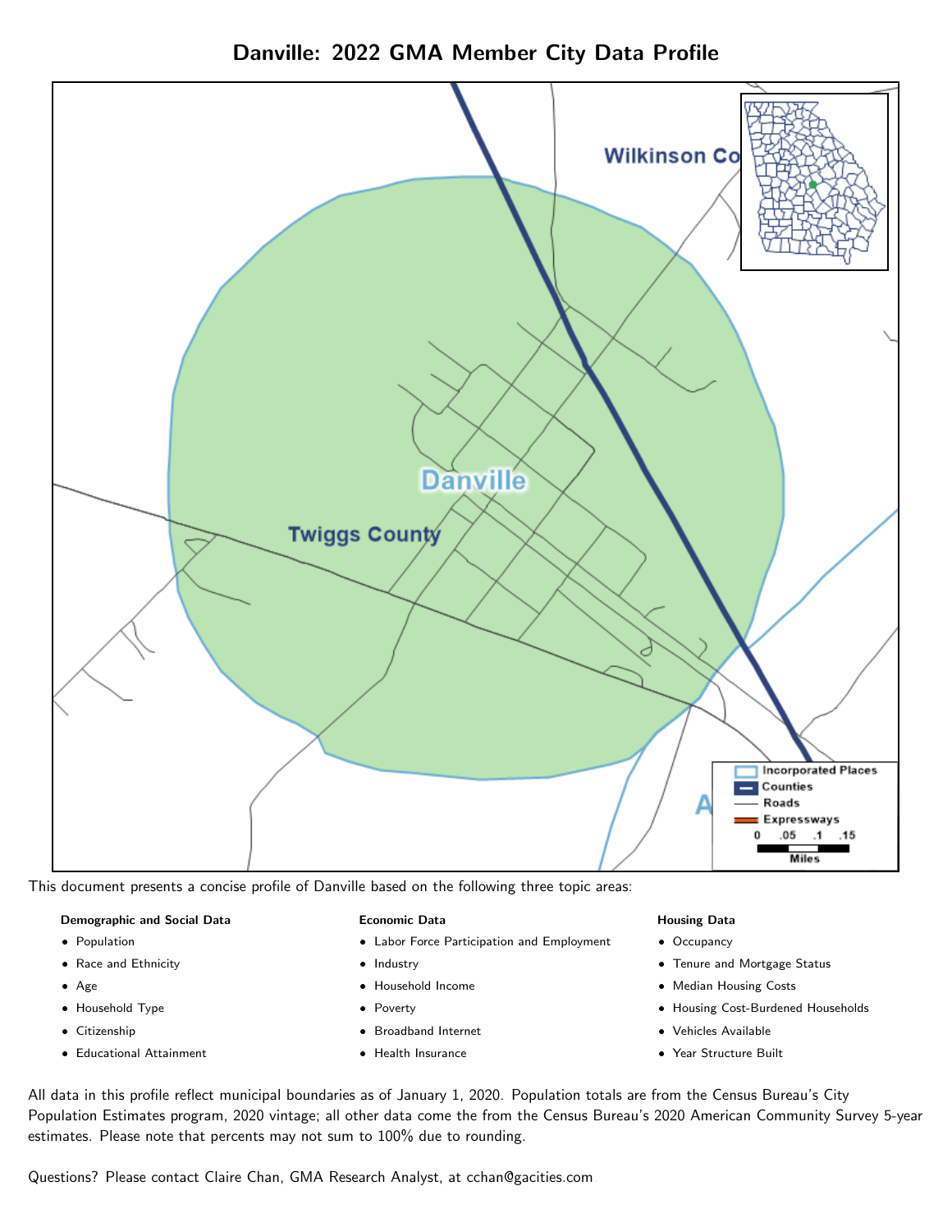# Danville: 2022 GMA Member City Data Profile

This document presents a concise profile of Danville based on the following three topic areas:

**Demographic and Social Data**

- Population
- Race and Ethnicity
- Age
- Household Type
- Citizenship
- Educational Attainment

**Economic Data**

- Labor Force Participation and Employment
- Industry
- Household Income
- Poverty
- Broadband Internet
- Health Insurance

**Housing Data**

- Occupancy
- Tenure and Mortgage Status
- Median Housing Costs
- Housing Cost-Burdened Households
- Vehicles Available
- Year Structure Built

All data in this profile reflect municipal boundaries as of January 1, 2020. Population totals are from the Census Bureau's City Population Estimates program, 2020 vintage; all other data come the from the Census Bureau's 2020 American Community Survey 5-year estimates. Please note that percents may not sum to 100% due to rounding.

Questions? Please contact Claire Chan, GMA Research Analyst, at cchan@gacities.com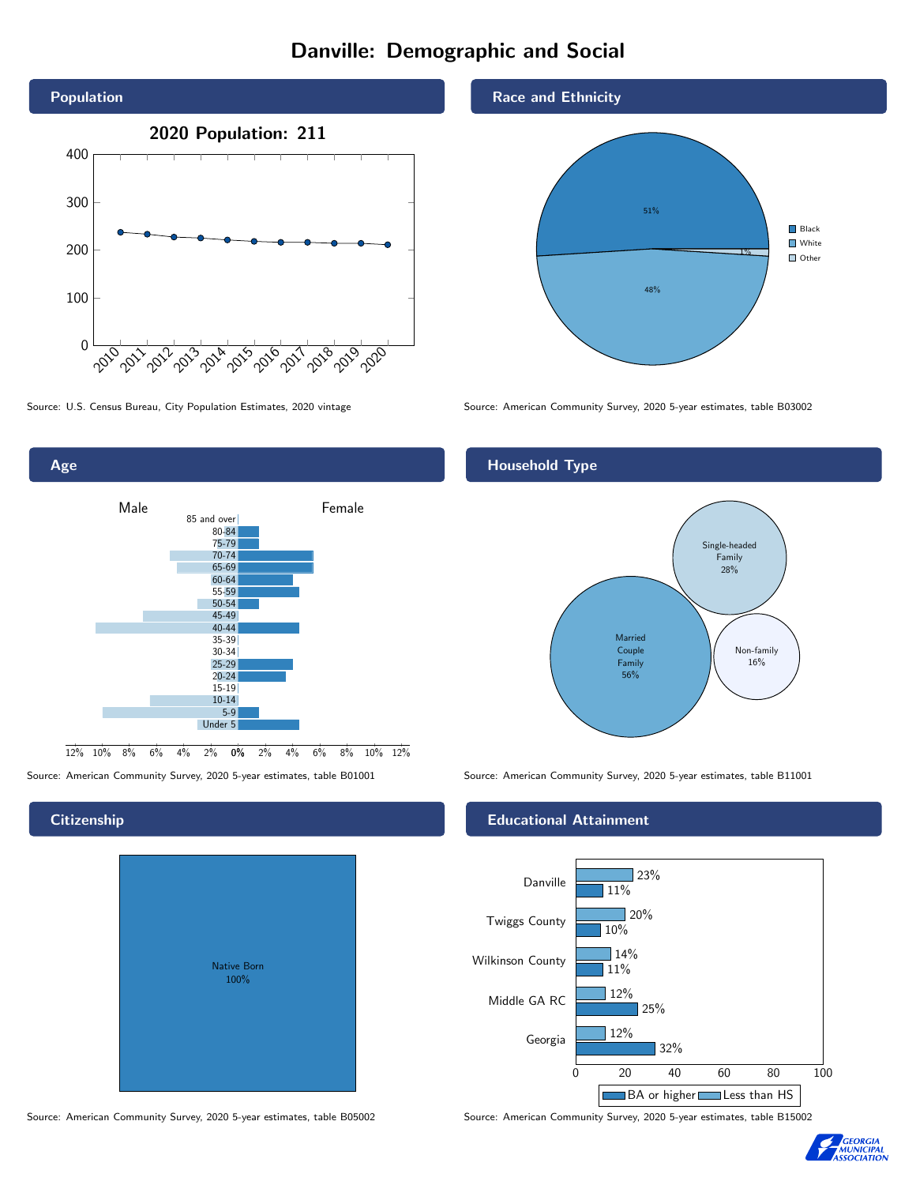# Danville: Demographic and Social

## Population

2020 Population: 211

Source: U.S. Census Bureau, City Population Estimates, 2020 vintage

## Race and Ethnicity

| Race | Percent |
|---|---|
| Black | 51% |
| White | 48% |
| Other | 1% |

Source: American Community Survey, 2020 5-year estimates, table B03002

## Age

Source: American Community Survey, 2020 5-year estimates, table B01001

## Household Type

| Household Type | Percent |
|---|---|
| Married Couple Family | 56% |
| Single-headed Family | 28% |
| Non-family | 16% |

Source: American Community Survey, 2020 5-year estimates, table B11001

## Citizenship

Native Born 100%

Source: American Community Survey, 2020 5-year estimates, table B05002

## Educational Attainment

| Area | Less than HS | BA or higher |
|---|---|---|
| Danville | 23% | 11% |
| Twiggs County | 20% | 10% |
| Wilkinson County | 14% | 11% |
| Middle GA RC | 12% | 25% |
| Georgia | 12% | 32% |

Source: American Community Survey, 2020 5-year estimates, table B15002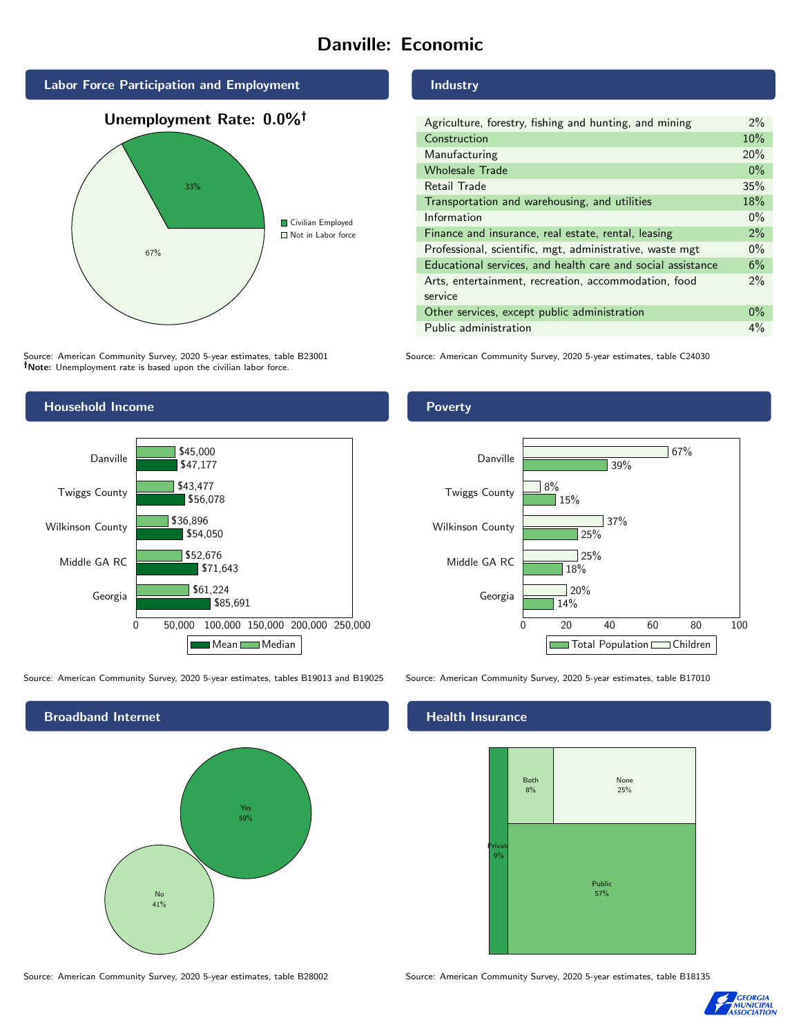# Danville: Economic

## Labor Force Participation and Employment

**Unemployment Rate: 0.0%†**

| Category | Percent |
| --- | --- |
| Civilian Employed | 33% |
| Not in Labor force | 67% |

Source: American Community Survey, 2020 5-year estimates, table B23001
**†Note:** Unemployment rate is based upon the civilian labor force.

## Industry

| Industry | Percent |
| --- | --- |
| Agriculture, forestry, fishing and hunting, and mining | 2% |
| Construction | 10% |
| Manufacturing | 20% |
| Wholesale Trade | 0% |
| Retail Trade | 35% |
| Transportation and warehousing, and utilities | 18% |
| Information | 0% |
| Finance and insurance, real estate, rental, leasing | 2% |
| Professional, scientific, mgt, administrative, waste mgt | 0% |
| Educational services, and health care and social assistance | 6% |
| Arts, entertainment, recreation, accommodation, food service | 2% |
| Other services, except public administration | 0% |
| Public administration | 4% |

Source: American Community Survey, 2020 5-year estimates, table C24030

## Household Income

| Area | Median | Mean |
| --- | --- | --- |
| Danville | $45,000 | $47,177 |
| Twiggs County | $43,477 | $56,078 |
| Wilkinson County | $36,896 | $54,050 |
| Middle GA RC | $52,676 | $71,643 |
| Georgia | $61,224 | $85,691 |

Source: American Community Survey, 2020 5-year estimates, tables B19013 and B19025

## Poverty

| Area | Children | Total Population |
| --- | --- | --- |
| Danville | 67% | 39% |
| Twiggs County | 8% | 15% |
| Wilkinson County | 37% | 25% |
| Middle GA RC | 25% | 18% |
| Georgia | 20% | 14% |

Source: American Community Survey, 2020 5-year estimates, table B17010

## Broadband Internet

| Response | Percent |
| --- | --- |
| Yes | 59% |
| No | 41% |

Source: American Community Survey, 2020 5-year estimates, table B28002

## Health Insurance

| Type | Percent |
| --- | --- |
| Private | 9% |
| Both | 8% |
| None | 25% |
| Public | 57% |

Source: American Community Survey, 2020 5-year estimates, table B18135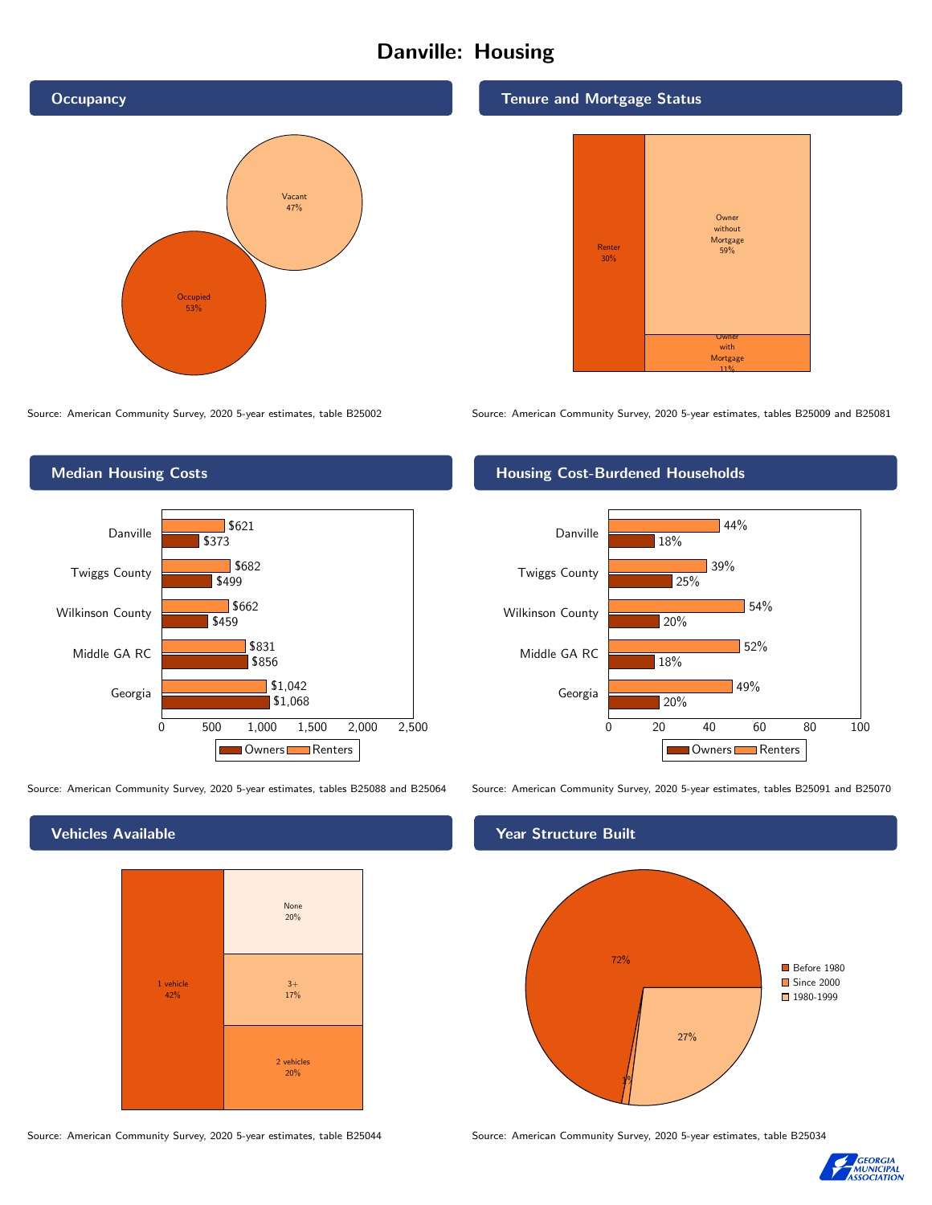# Danville: Housing

## Occupancy

Vacant
47%

Occupied
53%

Source: American Community Survey, 2020 5-year estimates, table B25002

## Tenure and Mortgage Status

Renter
30%

Owner
without
Mortgage
59%

Owner
with
Mortgage
11%

Source: American Community Survey, 2020 5-year estimates, tables B25009 and B25081

## Median Housing Costs

Danville
$621
$373

Twiggs County
$682
$499

Wilkinson County
$662
$459

Middle GA RC
$831
$856

Georgia
$1,042
$1,068

0 500 1,000 1,500 2,000 2,500

Owners Renters

Source: American Community Survey, 2020 5-year estimates, tables B25088 and B25064

## Housing Cost-Burdened Households

Danville
44%
18%

Twiggs County
39%
25%

Wilkinson County
54%
20%

Middle GA RC
52%
18%

Georgia
49%
20%

0 20 40 60 80 100

Owners Renters

Source: American Community Survey, 2020 5-year estimates, tables B25091 and B25070

## Vehicles Available

1 vehicle
42%

None
20%

3+
17%

2 vehicles
20%

Source: American Community Survey, 2020 5-year estimates, table B25044

## Year Structure Built

72%

27%

1%

Before 1980
Since 2000
1980-1999

Source: American Community Survey, 2020 5-year estimates, table B25034